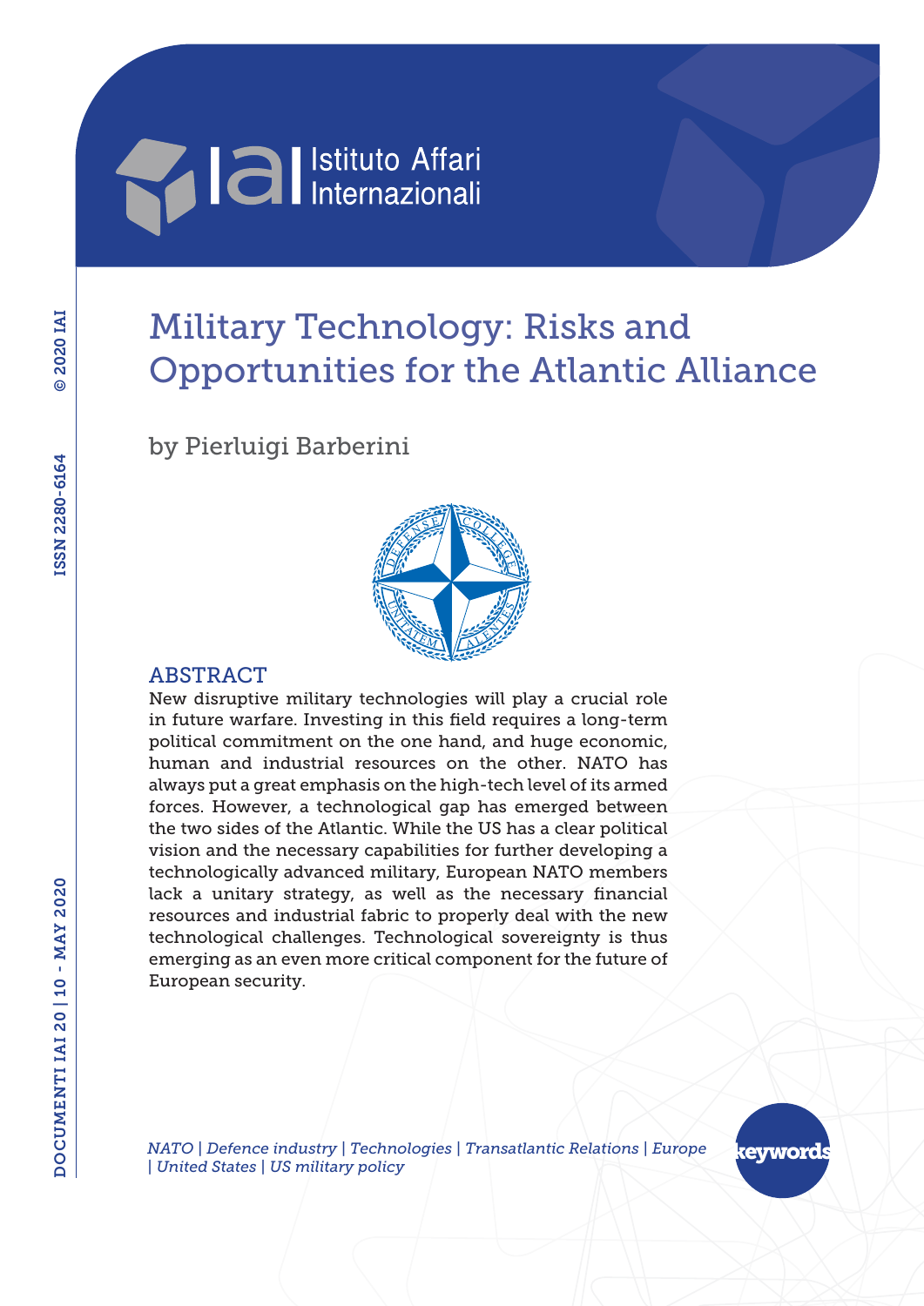# Military Technology: Risks and Opportunities for the Atlantic Alliance

by Pierluigi Barberini

## ABSTRACT

New disruptive military technologies will play a crucial role in future warfare. Investing in this field requires a long-term political commitment on the one hand, and huge economic, human and industrial resources on the other. NATO has always put a great emphasis on the high-tech level of its armed forces. However, a technological gap has emerged between the two sides of the Atlantic. While the US has a clear political vision and the necessary capabilities for further developing a technologically advanced military, European NATO members lack a unitary strategy, as well as the necessary financial resources and industrial fabric to properly deal with the new technological challenges. Technological sovereignty is thus emerging as an even more critical component for the future of European security.

keywords

*NATO | Defence industry | Technologies | Transatlantic Relations | Europe | United States | US military policy*

DOCUMENTI IAI 20 | 10 - MAY 2020

ISSN 2280-6164

© 2020 IAI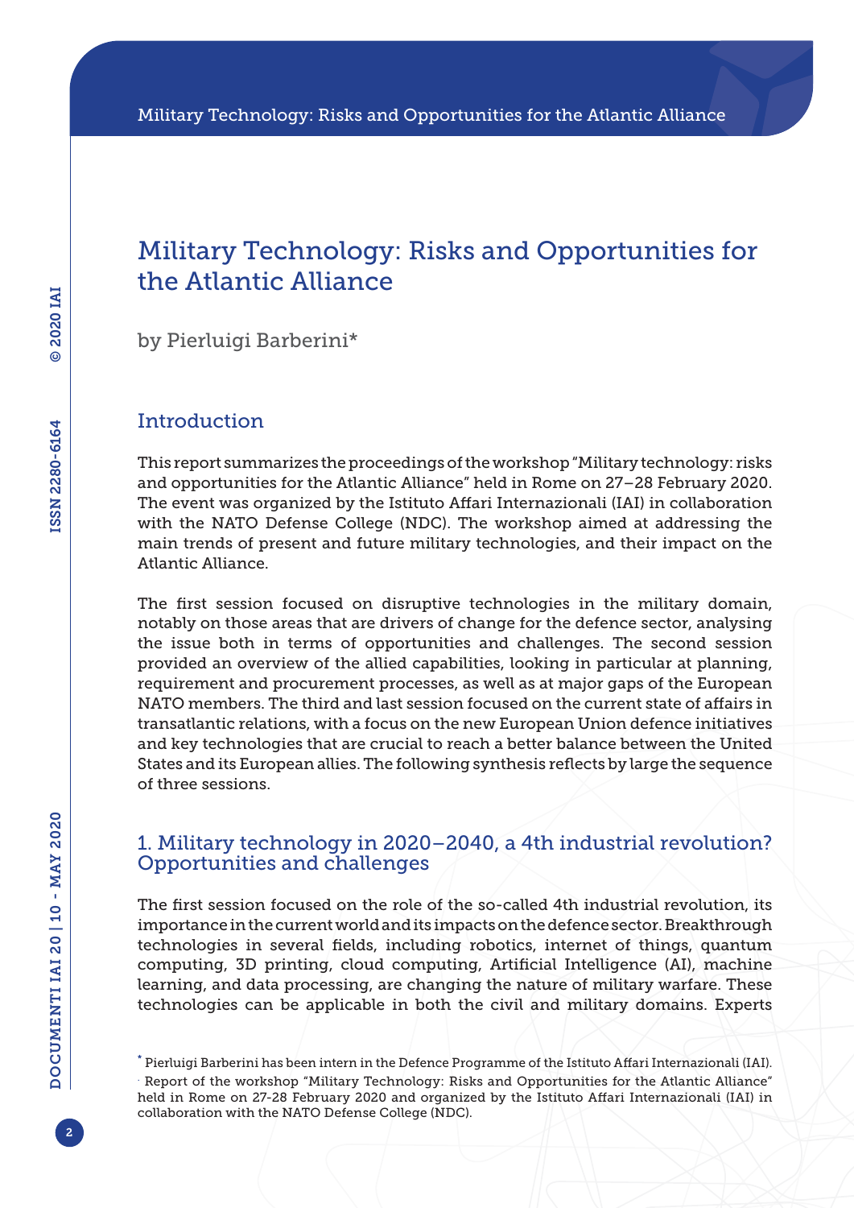# Military Technology: Risks and Opportunities for the Atlantic Alliance

by Pierluigi Barberini*

## Introduction

This report summarizes the proceedings of the workshop "Military technology: risks and opportunities for the Atlantic Alliance" held in Rome on 27–28 February 2020. The event was organized by the Istituto Affari Internazionali (IAI) in collaboration with the NATO Defense College (NDC). The workshop aimed at addressing the main trends of present and future military technologies, and their impact on the Atlantic Alliance.

The first session focused on disruptive technologies in the military domain, notably on those areas that are drivers of change for the defence sector, analysing the issue both in terms of opportunities and challenges. The second session provided an overview of the allied capabilities, looking in particular at planning, requirement and procurement processes, as well as at major gaps of the European NATO members. The third and last session focused on the current state of affairs in transatlantic relations, with a focus on the new European Union defence initiatives and key technologies that are crucial to reach a better balance between the United States and its European allies. The following synthesis reflects by large the sequence of three sessions.

## 1. Military technology in 2020–2040, a 4th industrial revolution? Opportunities and challenges

The first session focused on the role of the so-called 4th industrial revolution, its importance in the current world and its impacts on the defence sector. Breakthrough technologies in several fields, including robotics, internet of things, quantum computing, 3D printing, cloud computing, Artificial Intelligence (AI), machine learning, and data processing, are changing the nature of military warfare. These technologies can be applicable in both the civil and military domains. Experts

---

* Pierluigi Barberini has been intern in the Defence Programme of the Istituto Affari Internazionali (IAI).

. Report of the workshop "Military Technology: Risks and Opportunities for the Atlantic Alliance" held in Rome on 27-28 February 2020 and organized by the Istituto Affari Internazionali (IAI) in collaboration with the NATO Defense College (NDC).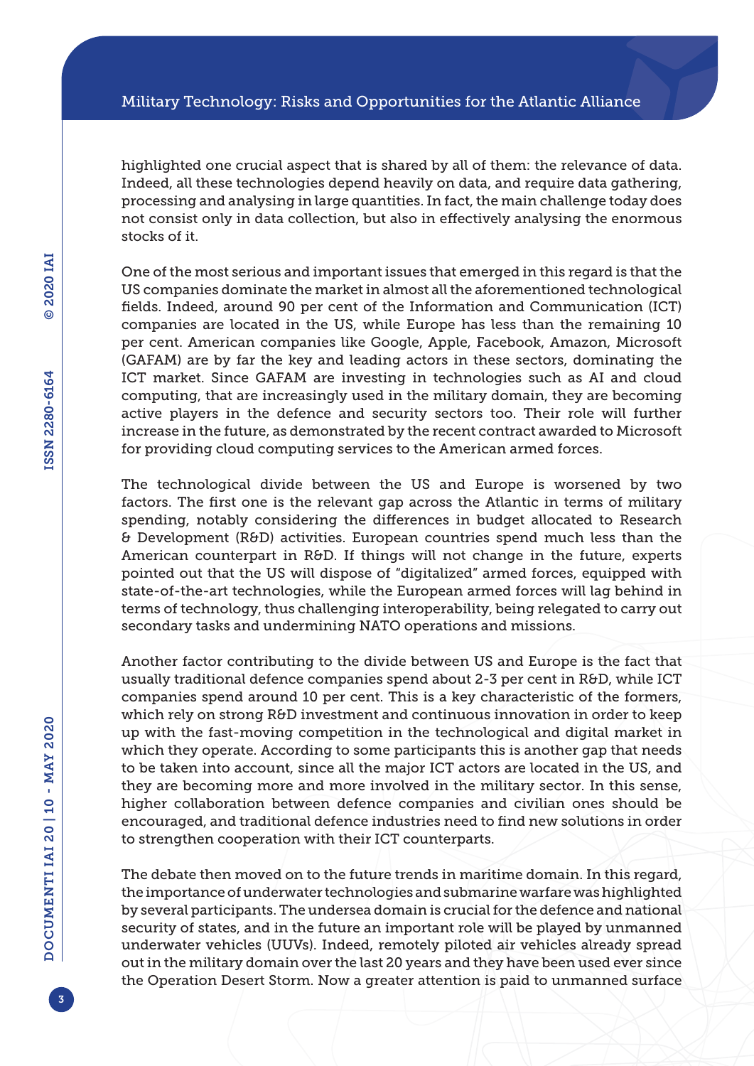highlighted one crucial aspect that is shared by all of them: the relevance of data. Indeed, all these technologies depend heavily on data, and require data gathering, processing and analysing in large quantities. In fact, the main challenge today does not consist only in data collection, but also in effectively analysing the enormous stocks of it.

One of the most serious and important issues that emerged in this regard is that the US companies dominate the market in almost all the aforementioned technological fields. Indeed, around 90 per cent of the Information and Communication (ICT) companies are located in the US, while Europe has less than the remaining 10 per cent. American companies like Google, Apple, Facebook, Amazon, Microsoft (GAFAM) are by far the key and leading actors in these sectors, dominating the ICT market. Since GAFAM are investing in technologies such as AI and cloud computing, that are increasingly used in the military domain, they are becoming active players in the defence and security sectors too. Their role will further increase in the future, as demonstrated by the recent contract awarded to Microsoft for providing cloud computing services to the American armed forces.

The technological divide between the US and Europe is worsened by two factors. The first one is the relevant gap across the Atlantic in terms of military spending, notably considering the differences in budget allocated to Research & Development (R&D) activities. European countries spend much less than the American counterpart in R&D. If things will not change in the future, experts pointed out that the US will dispose of "digitalized" armed forces, equipped with state-of-the-art technologies, while the European armed forces will lag behind in terms of technology, thus challenging interoperability, being relegated to carry out secondary tasks and undermining NATO operations and missions.

Another factor contributing to the divide between US and Europe is the fact that usually traditional defence companies spend about 2-3 per cent in R&D, while ICT companies spend around 10 per cent. This is a key characteristic of the formers, which rely on strong R&D investment and continuous innovation in order to keep up with the fast-moving competition in the technological and digital market in which they operate. According to some participants this is another gap that needs to be taken into account, since all the major ICT actors are located in the US, and they are becoming more and more involved in the military sector. In this sense, higher collaboration between defence companies and civilian ones should be encouraged, and traditional defence industries need to find new solutions in order to strengthen cooperation with their ICT counterparts.

The debate then moved on to the future trends in maritime domain. In this regard, the importance of underwater technologies and submarine warfare was highlighted by several participants. The undersea domain is crucial for the defence and national security of states, and in the future an important role will be played by unmanned underwater vehicles (UUVs). Indeed, remotely piloted air vehicles already spread out in the military domain over the last 20 years and they have been used ever since the Operation Desert Storm. Now a greater attention is paid to unmanned surface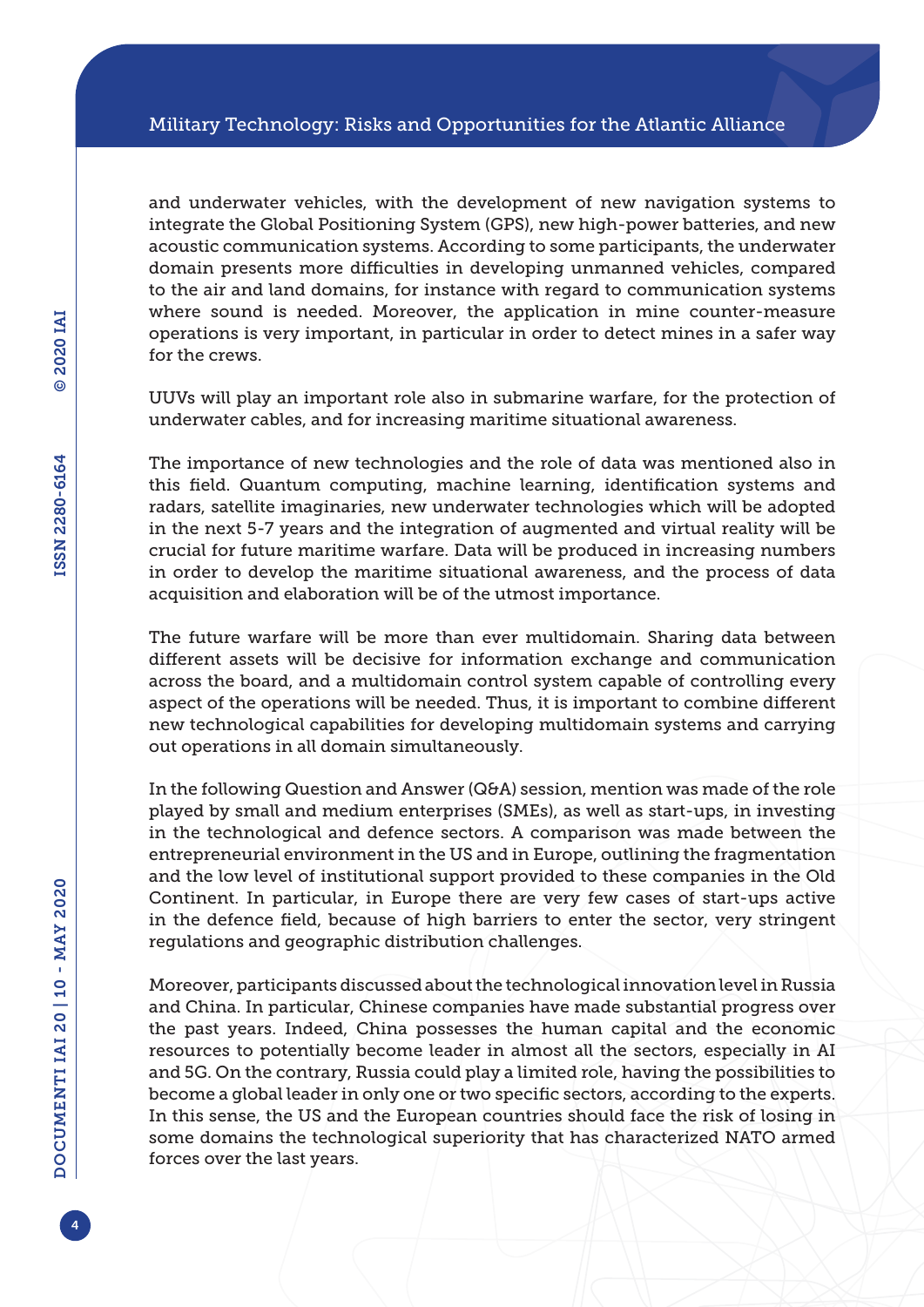and underwater vehicles, with the development of new navigation systems to integrate the Global Positioning System (GPS), new high-power batteries, and new acoustic communication systems. According to some participants, the underwater domain presents more difficulties in developing unmanned vehicles, compared to the air and land domains, for instance with regard to communication systems where sound is needed. Moreover, the application in mine counter-measure operations is very important, in particular in order to detect mines in a safer way for the crews.

UUVs will play an important role also in submarine warfare, for the protection of underwater cables, and for increasing maritime situational awareness.

The importance of new technologies and the role of data was mentioned also in this field. Quantum computing, machine learning, identification systems and radars, satellite imaginaries, new underwater technologies which will be adopted in the next 5-7 years and the integration of augmented and virtual reality will be crucial for future maritime warfare. Data will be produced in increasing numbers in order to develop the maritime situational awareness, and the process of data acquisition and elaboration will be of the utmost importance.

The future warfare will be more than ever multidomain. Sharing data between different assets will be decisive for information exchange and communication across the board, and a multidomain control system capable of controlling every aspect of the operations will be needed. Thus, it is important to combine different new technological capabilities for developing multidomain systems and carrying out operations in all domain simultaneously.

In the following Question and Answer (Q&A) session, mention was made of the role played by small and medium enterprises (SMEs), as well as start-ups, in investing in the technological and defence sectors. A comparison was made between the entrepreneurial environment in the US and in Europe, outlining the fragmentation and the low level of institutional support provided to these companies in the Old Continent. In particular, in Europe there are very few cases of start-ups active in the defence field, because of high barriers to enter the sector, very stringent regulations and geographic distribution challenges.

Moreover, participants discussed about the technological innovation level in Russia and China. In particular, Chinese companies have made substantial progress over the past years. Indeed, China possesses the human capital and the economic resources to potentially become leader in almost all the sectors, especially in AI and 5G. On the contrary, Russia could play a limited role, having the possibilities to become a global leader in only one or two specific sectors, according to the experts. In this sense, the US and the European countries should face the risk of losing in some domains the technological superiority that has characterized NATO armed forces over the last years.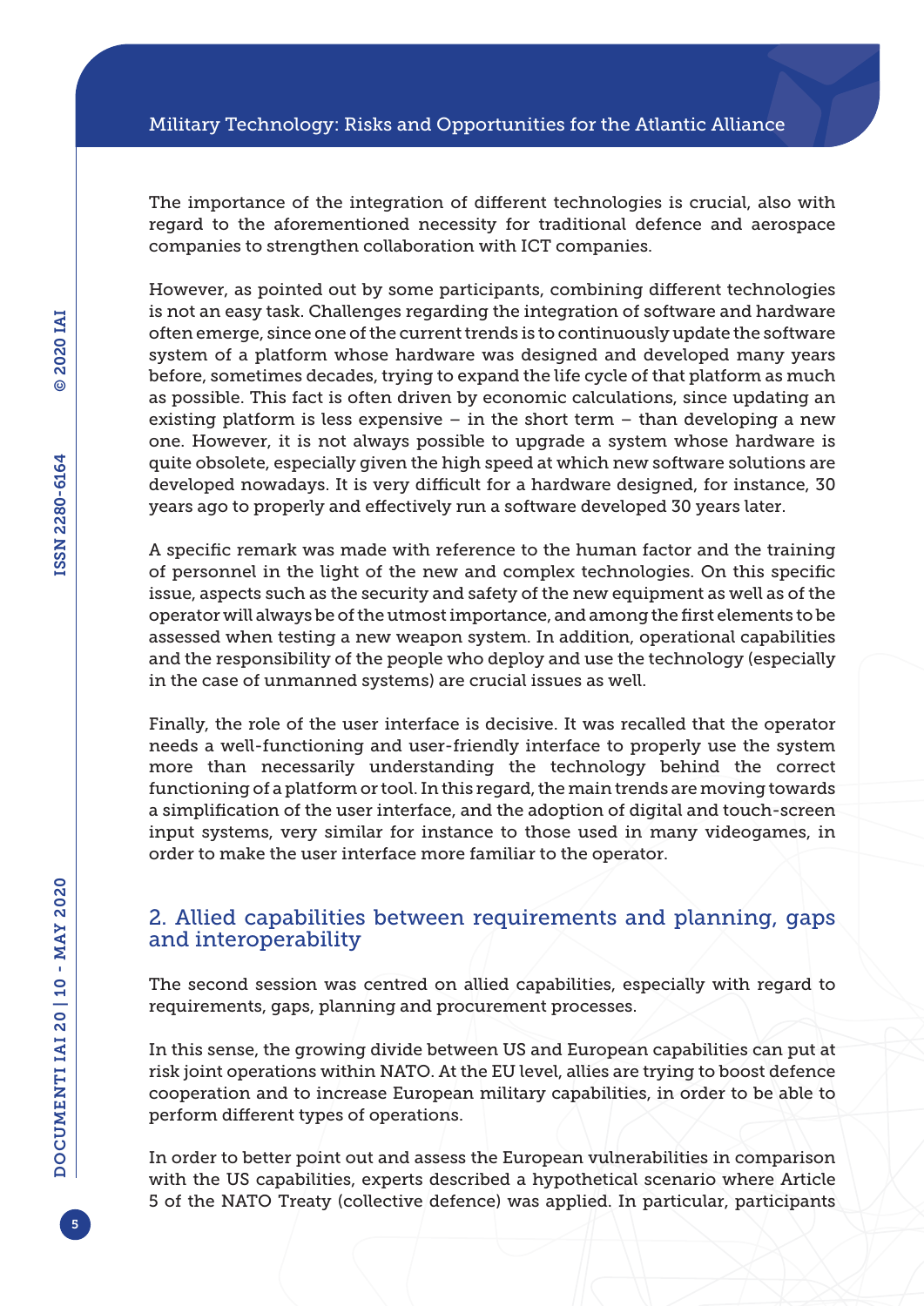The importance of the integration of different technologies is crucial, also with regard to the aforementioned necessity for traditional defence and aerospace companies to strengthen collaboration with ICT companies.

However, as pointed out by some participants, combining different technologies is not an easy task. Challenges regarding the integration of software and hardware often emerge, since one of the current trends is to continuously update the software system of a platform whose hardware was designed and developed many years before, sometimes decades, trying to expand the life cycle of that platform as much as possible. This fact is often driven by economic calculations, since updating an existing platform is less expensive – in the short term – than developing a new one. However, it is not always possible to upgrade a system whose hardware is quite obsolete, especially given the high speed at which new software solutions are developed nowadays. It is very difficult for a hardware designed, for instance, 30 years ago to properly and effectively run a software developed 30 years later.

A specific remark was made with reference to the human factor and the training of personnel in the light of the new and complex technologies. On this specific issue, aspects such as the security and safety of the new equipment as well as of the operator will always be of the utmost importance, and among the first elements to be assessed when testing a new weapon system. In addition, operational capabilities and the responsibility of the people who deploy and use the technology (especially in the case of unmanned systems) are crucial issues as well.

Finally, the role of the user interface is decisive. It was recalled that the operator needs a well-functioning and user-friendly interface to properly use the system more than necessarily understanding the technology behind the correct functioning of a platform or tool. In this regard, the main trends are moving towards a simplification of the user interface, and the adoption of digital and touch-screen input systems, very similar for instance to those used in many videogames, in order to make the user interface more familiar to the operator.

## 2. Allied capabilities between requirements and planning, gaps and interoperability

The second session was centred on allied capabilities, especially with regard to requirements, gaps, planning and procurement processes.

In this sense, the growing divide between US and European capabilities can put at risk joint operations within NATO. At the EU level, allies are trying to boost defence cooperation and to increase European military capabilities, in order to be able to perform different types of operations.

In order to better point out and assess the European vulnerabilities in comparison with the US capabilities, experts described a hypothetical scenario where Article 5 of the NATO Treaty (collective defence) was applied. In particular, participants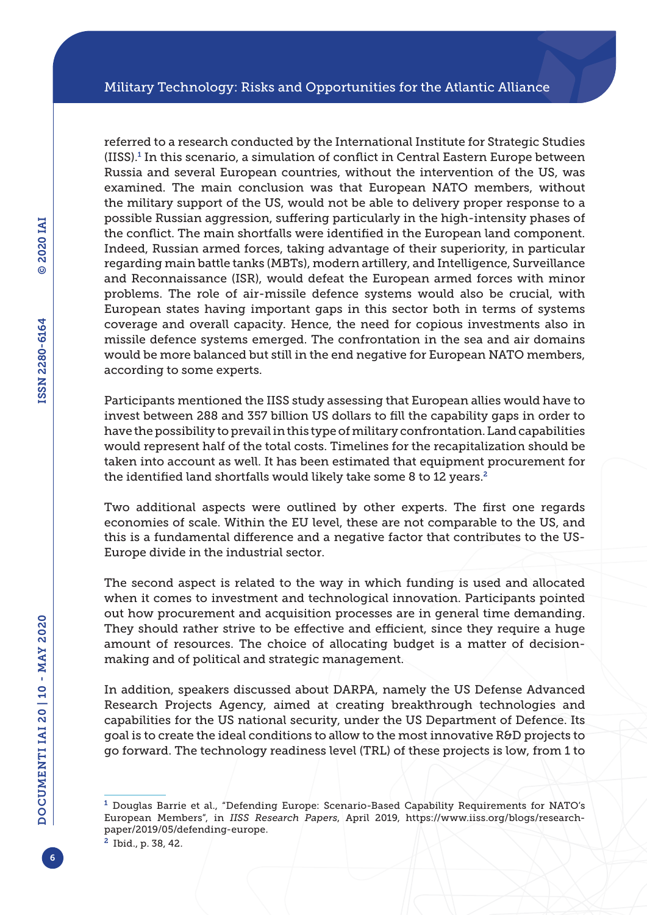referred to a research conducted by the International Institute for Strategic Studies (IISS).[1] In this scenario, a simulation of conflict in Central Eastern Europe between Russia and several European countries, without the intervention of the US, was examined. The main conclusion was that European NATO members, without the military support of the US, would not be able to delivery proper response to a possible Russian aggression, suffering particularly in the high-intensity phases of the conflict. The main shortfalls were identified in the European land component. Indeed, Russian armed forces, taking advantage of their superiority, in particular regarding main battle tanks (MBTs), modern artillery, and Intelligence, Surveillance and Reconnaissance (ISR), would defeat the European armed forces with minor problems. The role of air-missile defence systems would also be crucial, with European states having important gaps in this sector both in terms of systems coverage and overall capacity. Hence, the need for copious investments also in missile defence systems emerged. The confrontation in the sea and air domains would be more balanced but still in the end negative for European NATO members, according to some experts.

Participants mentioned the IISS study assessing that European allies would have to invest between 288 and 357 billion US dollars to fill the capability gaps in order to have the possibility to prevail in this type of military confrontation. Land capabilities would represent half of the total costs. Timelines for the recapitalization should be taken into account as well. It has been estimated that equipment procurement for the identified land shortfalls would likely take some 8 to 12 years.[2]

Two additional aspects were outlined by other experts. The first one regards economies of scale. Within the EU level, these are not comparable to the US, and this is a fundamental difference and a negative factor that contributes to the US-Europe divide in the industrial sector.

The second aspect is related to the way in which funding is used and allocated when it comes to investment and technological innovation. Participants pointed out how procurement and acquisition processes are in general time demanding. They should rather strive to be effective and efficient, since they require a huge amount of resources. The choice of allocating budget is a matter of decision-making and of political and strategic management.

In addition, speakers discussed about DARPA, namely the US Defense Advanced Research Projects Agency, aimed at creating breakthrough technologies and capabilities for the US national security, under the US Department of Defence. Its goal is to create the ideal conditions to allow to the most innovative R&D projects to go forward. The technology readiness level (TRL) of these projects is low, from 1 to

---

[1] Douglas Barrie et al., "Defending Europe: Scenario-Based Capability Requirements for NATO's European Members", in *IISS Research Papers*, April 2019, https://www.iiss.org/blogs/research-paper/2019/05/defending-europe.

[2] Ibid., p. 38, 42.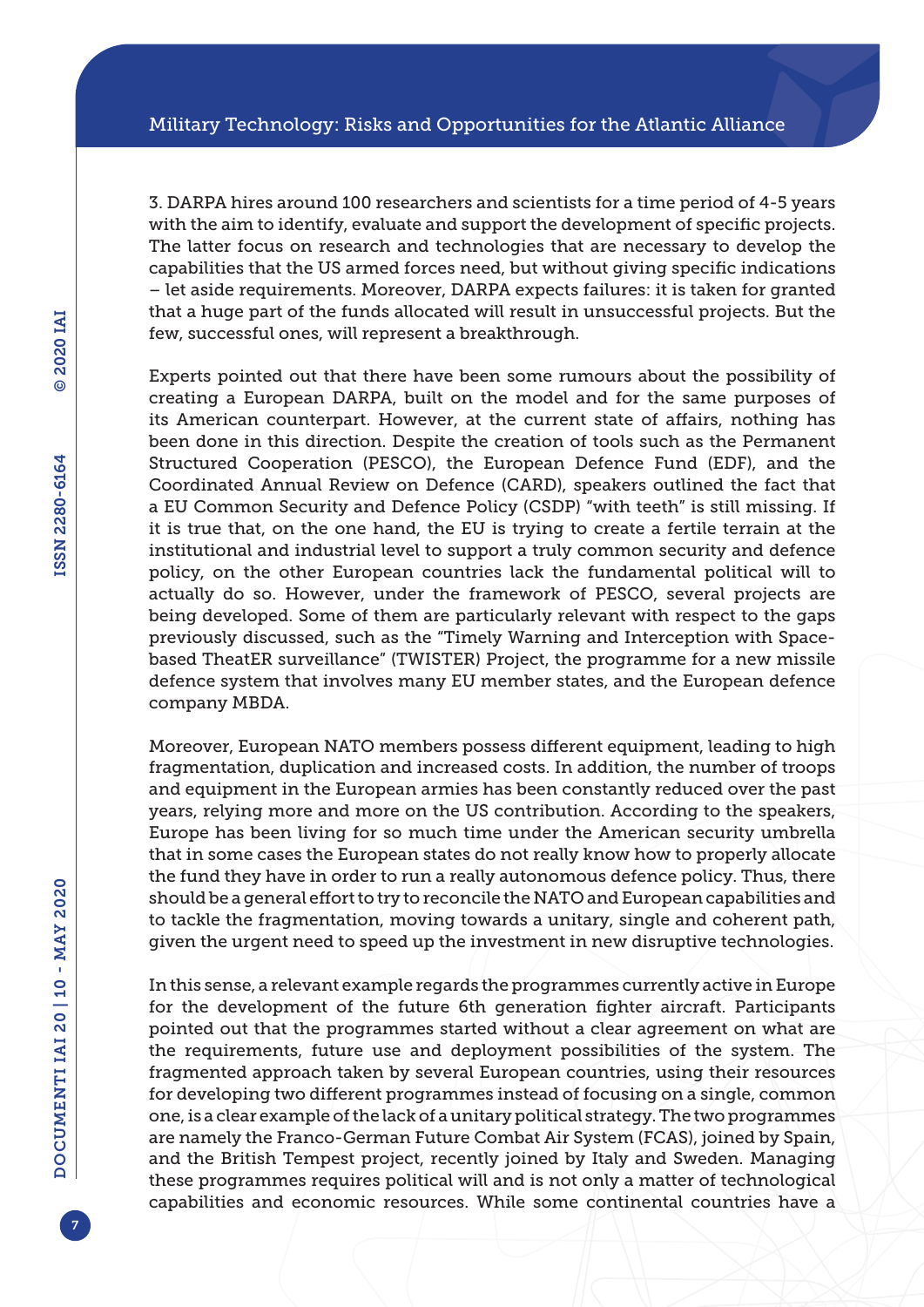3. DARPA hires around 100 researchers and scientists for a time period of 4-5 years with the aim to identify, evaluate and support the development of specific projects. The latter focus on research and technologies that are necessary to develop the capabilities that the US armed forces need, but without giving specific indications – let aside requirements. Moreover, DARPA expects failures: it is taken for granted that a huge part of the funds allocated will result in unsuccessful projects. But the few, successful ones, will represent a breakthrough.

Experts pointed out that there have been some rumours about the possibility of creating a European DARPA, built on the model and for the same purposes of its American counterpart. However, at the current state of affairs, nothing has been done in this direction. Despite the creation of tools such as the Permanent Structured Cooperation (PESCO), the European Defence Fund (EDF), and the Coordinated Annual Review on Defence (CARD), speakers outlined the fact that a EU Common Security and Defence Policy (CSDP) "with teeth" is still missing. If it is true that, on the one hand, the EU is trying to create a fertile terrain at the institutional and industrial level to support a truly common security and defence policy, on the other European countries lack the fundamental political will to actually do so. However, under the framework of PESCO, several projects are being developed. Some of them are particularly relevant with respect to the gaps previously discussed, such as the "Timely Warning and Interception with Space-based TheatER surveillance" (TWISTER) Project, the programme for a new missile defence system that involves many EU member states, and the European defence company MBDA.

Moreover, European NATO members possess different equipment, leading to high fragmentation, duplication and increased costs. In addition, the number of troops and equipment in the European armies has been constantly reduced over the past years, relying more and more on the US contribution. According to the speakers, Europe has been living for so much time under the American security umbrella that in some cases the European states do not really know how to properly allocate the fund they have in order to run a really autonomous defence policy. Thus, there should be a general effort to try to reconcile the NATO and European capabilities and to tackle the fragmentation, moving towards a unitary, single and coherent path, given the urgent need to speed up the investment in new disruptive technologies.

In this sense, a relevant example regards the programmes currently active in Europe for the development of the future 6th generation fighter aircraft. Participants pointed out that the programmes started without a clear agreement on what are the requirements, future use and deployment possibilities of the system. The fragmented approach taken by several European countries, using their resources for developing two different programmes instead of focusing on a single, common one, is a clear example of the lack of a unitary political strategy. The two programmes are namely the Franco-German Future Combat Air System (FCAS), joined by Spain, and the British Tempest project, recently joined by Italy and Sweden. Managing these programmes requires political will and is not only a matter of technological capabilities and economic resources. While some continental countries have a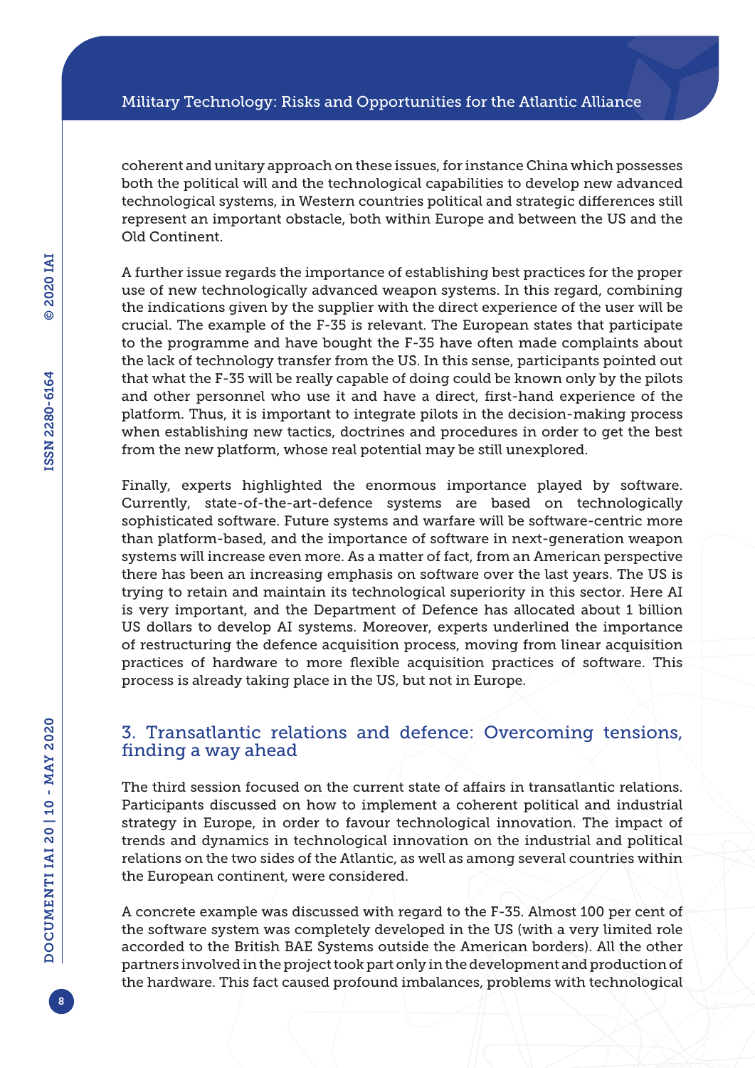coherent and unitary approach on these issues, for instance China which possesses both the political will and the technological capabilities to develop new advanced technological systems, in Western countries political and strategic differences still represent an important obstacle, both within Europe and between the US and the Old Continent.

A further issue regards the importance of establishing best practices for the proper use of new technologically advanced weapon systems. In this regard, combining the indications given by the supplier with the direct experience of the user will be crucial. The example of the F-35 is relevant. The European states that participate to the programme and have bought the F-35 have often made complaints about the lack of technology transfer from the US. In this sense, participants pointed out that what the F-35 will be really capable of doing could be known only by the pilots and other personnel who use it and have a direct, first-hand experience of the platform. Thus, it is important to integrate pilots in the decision-making process when establishing new tactics, doctrines and procedures in order to get the best from the new platform, whose real potential may be still unexplored.

Finally, experts highlighted the enormous importance played by software. Currently, state-of-the-art-defence systems are based on technologically sophisticated software. Future systems and warfare will be software-centric more than platform-based, and the importance of software in next-generation weapon systems will increase even more. As a matter of fact, from an American perspective there has been an increasing emphasis on software over the last years. The US is trying to retain and maintain its technological superiority in this sector. Here AI is very important, and the Department of Defence has allocated about 1 billion US dollars to develop AI systems. Moreover, experts underlined the importance of restructuring the defence acquisition process, moving from linear acquisition practices of hardware to more flexible acquisition practices of software. This process is already taking place in the US, but not in Europe.

## 3. Transatlantic relations and defence: Overcoming tensions, finding a way ahead

The third session focused on the current state of affairs in transatlantic relations. Participants discussed on how to implement a coherent political and industrial strategy in Europe, in order to favour technological innovation. The impact of trends and dynamics in technological innovation on the industrial and political relations on the two sides of the Atlantic, as well as among several countries within the European continent, were considered.

A concrete example was discussed with regard to the F-35. Almost 100 per cent of the software system was completely developed in the US (with a very limited role accorded to the British BAE Systems outside the American borders). All the other partners involved in the project took part only in the development and production of the hardware. This fact caused profound imbalances, problems with technological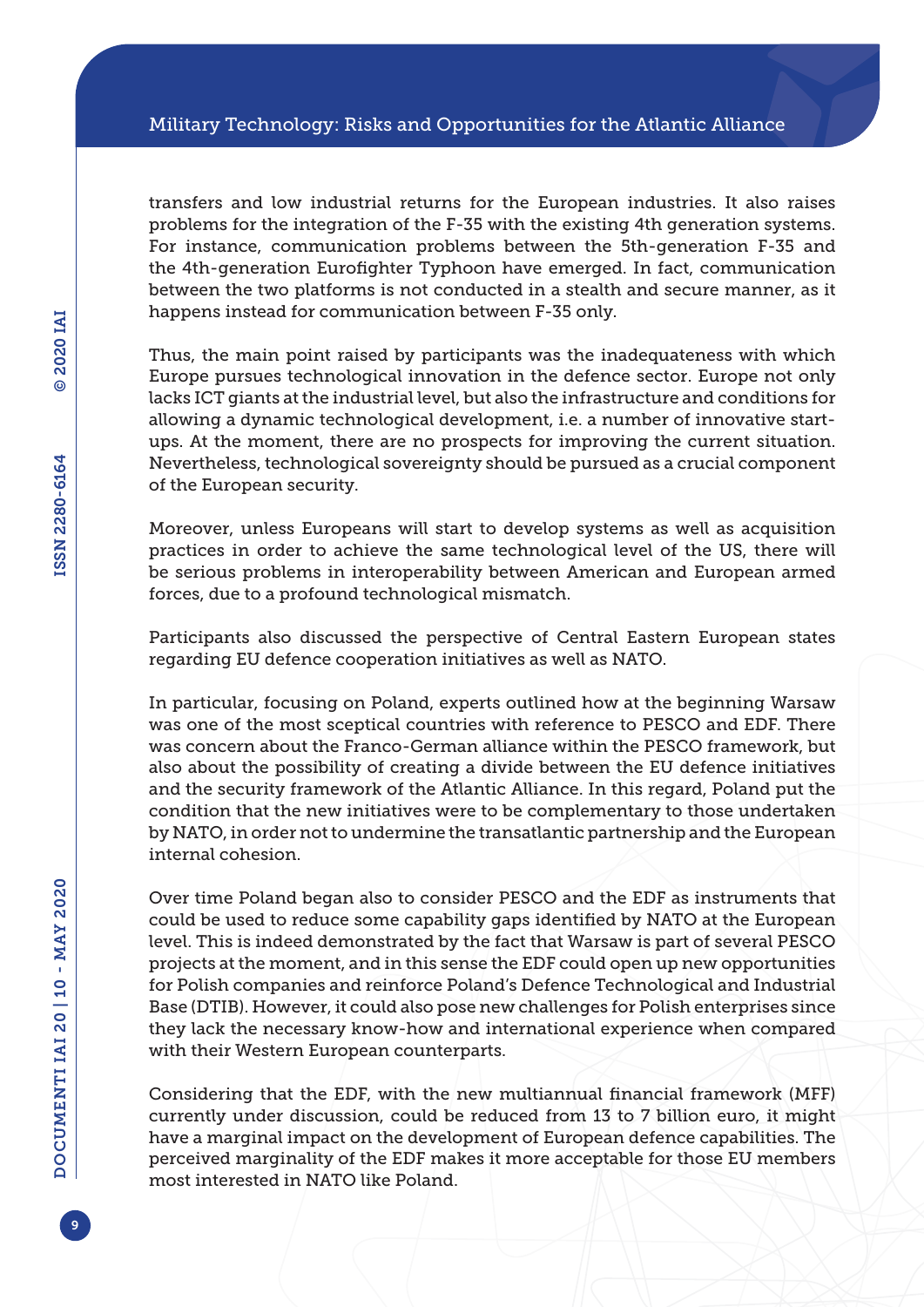transfers and low industrial returns for the European industries. It also raises problems for the integration of the F-35 with the existing 4th generation systems. For instance, communication problems between the 5th-generation F-35 and the 4th-generation Eurofighter Typhoon have emerged. In fact, communication between the two platforms is not conducted in a stealth and secure manner, as it happens instead for communication between F-35 only.

Thus, the main point raised by participants was the inadequateness with which Europe pursues technological innovation in the defence sector. Europe not only lacks ICT giants at the industrial level, but also the infrastructure and conditions for allowing a dynamic technological development, i.e. a number of innovative start-ups. At the moment, there are no prospects for improving the current situation. Nevertheless, technological sovereignty should be pursued as a crucial component of the European security.

Moreover, unless Europeans will start to develop systems as well as acquisition practices in order to achieve the same technological level of the US, there will be serious problems in interoperability between American and European armed forces, due to a profound technological mismatch.

Participants also discussed the perspective of Central Eastern European states regarding EU defence cooperation initiatives as well as NATO.

In particular, focusing on Poland, experts outlined how at the beginning Warsaw was one of the most sceptical countries with reference to PESCO and EDF. There was concern about the Franco-German alliance within the PESCO framework, but also about the possibility of creating a divide between the EU defence initiatives and the security framework of the Atlantic Alliance. In this regard, Poland put the condition that the new initiatives were to be complementary to those undertaken by NATO, in order not to undermine the transatlantic partnership and the European internal cohesion.

Over time Poland began also to consider PESCO and the EDF as instruments that could be used to reduce some capability gaps identified by NATO at the European level. This is indeed demonstrated by the fact that Warsaw is part of several PESCO projects at the moment, and in this sense the EDF could open up new opportunities for Polish companies and reinforce Poland's Defence Technological and Industrial Base (DTIB). However, it could also pose new challenges for Polish enterprises since they lack the necessary know-how and international experience when compared with their Western European counterparts.

Considering that the EDF, with the new multiannual financial framework (MFF) currently under discussion, could be reduced from 13 to 7 billion euro, it might have a marginal impact on the development of European defence capabilities. The perceived marginality of the EDF makes it more acceptable for those EU members most interested in NATO like Poland.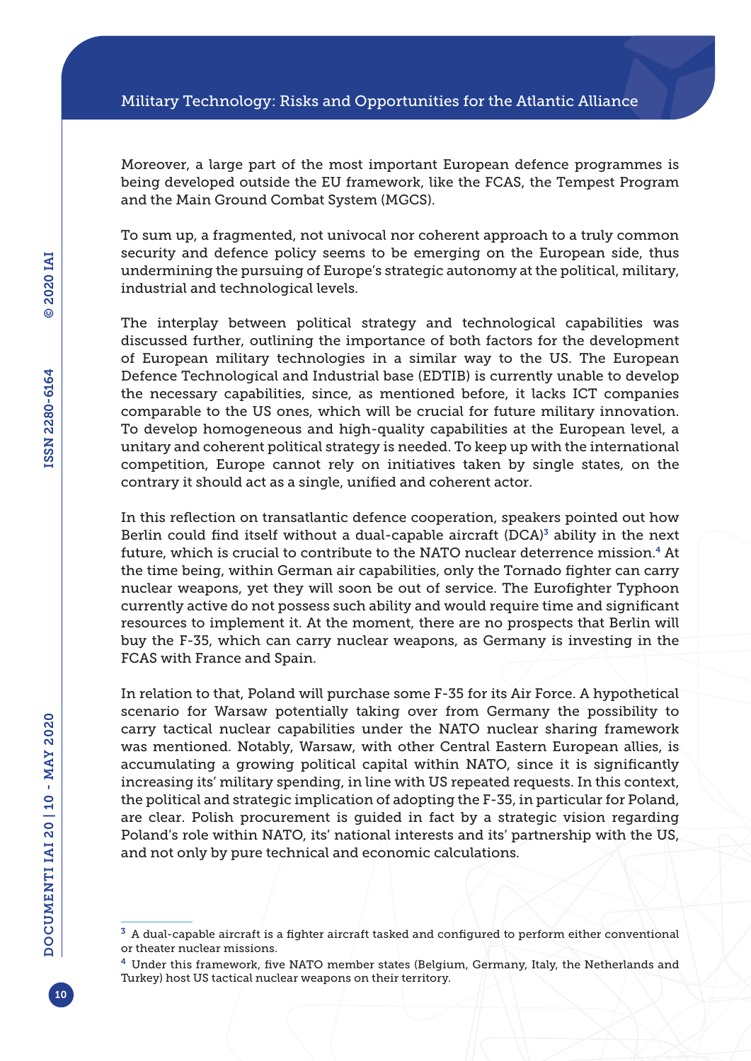Moreover, a large part of the most important European defence programmes is being developed outside the EU framework, like the FCAS, the Tempest Program and the Main Ground Combat System (MGCS).

To sum up, a fragmented, not univocal nor coherent approach to a truly common security and defence policy seems to be emerging on the European side, thus undermining the pursuing of Europe's strategic autonomy at the political, military, industrial and technological levels.

The interplay between political strategy and technological capabilities was discussed further, outlining the importance of both factors for the development of European military technologies in a similar way to the US. The European Defence Technological and Industrial base (EDTIB) is currently unable to develop the necessary capabilities, since, as mentioned before, it lacks ICT companies comparable to the US ones, which will be crucial for future military innovation. To develop homogeneous and high-quality capabilities at the European level, a unitary and coherent political strategy is needed. To keep up with the international competition, Europe cannot rely on initiatives taken by single states, on the contrary it should act as a single, unified and coherent actor.

In this reflection on transatlantic defence cooperation, speakers pointed out how Berlin could find itself without a dual-capable aircraft (DCA)[3] ability in the next future, which is crucial to contribute to the NATO nuclear deterrence mission.[4] At the time being, within German air capabilities, only the Tornado fighter can carry nuclear weapons, yet they will soon be out of service. The Eurofighter Typhoon currently active do not possess such ability and would require time and significant resources to implement it. At the moment, there are no prospects that Berlin will buy the F-35, which can carry nuclear weapons, as Germany is investing in the FCAS with France and Spain.

In relation to that, Poland will purchase some F-35 for its Air Force. A hypothetical scenario for Warsaw potentially taking over from Germany the possibility to carry tactical nuclear capabilities under the NATO nuclear sharing framework was mentioned. Notably, Warsaw, with other Central Eastern European allies, is accumulating a growing political capital within NATO, since it is significantly increasing its' military spending, in line with US repeated requests. In this context, the political and strategic implication of adopting the F-35, in particular for Poland, are clear. Polish procurement is guided in fact by a strategic vision regarding Poland's role within NATO, its' national interests and its' partnership with the US, and not only by pure technical and economic calculations.

---

[3] A dual-capable aircraft is a fighter aircraft tasked and configured to perform either conventional or theater nuclear missions.

[4] Under this framework, five NATO member states (Belgium, Germany, Italy, the Netherlands and Turkey) host US tactical nuclear weapons on their territory.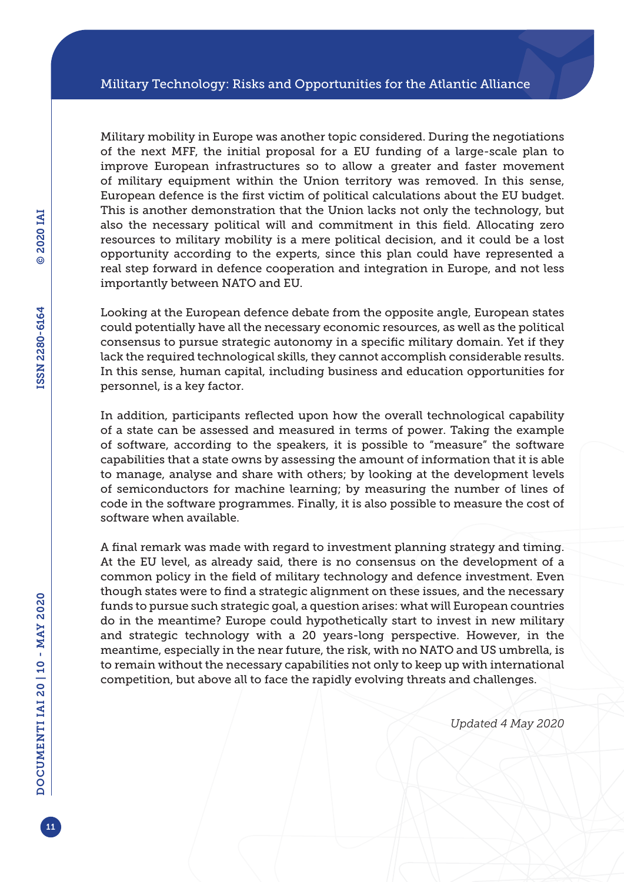Military mobility in Europe was another topic considered. During the negotiations of the next MFF, the initial proposal for a EU funding of a large-scale plan to improve European infrastructures so to allow a greater and faster movement of military equipment within the Union territory was removed. In this sense, European defence is the first victim of political calculations about the EU budget. This is another demonstration that the Union lacks not only the technology, but also the necessary political will and commitment in this field. Allocating zero resources to military mobility is a mere political decision, and it could be a lost opportunity according to the experts, since this plan could have represented a real step forward in defence cooperation and integration in Europe, and not less importantly between NATO and EU.

Looking at the European defence debate from the opposite angle, European states could potentially have all the necessary economic resources, as well as the political consensus to pursue strategic autonomy in a specific military domain. Yet if they lack the required technological skills, they cannot accomplish considerable results. In this sense, human capital, including business and education opportunities for personnel, is a key factor.

In addition, participants reflected upon how the overall technological capability of a state can be assessed and measured in terms of power. Taking the example of software, according to the speakers, it is possible to "measure" the software capabilities that a state owns by assessing the amount of information that it is able to manage, analyse and share with others; by looking at the development levels of semiconductors for machine learning; by measuring the number of lines of code in the software programmes. Finally, it is also possible to measure the cost of software when available.

A final remark was made with regard to investment planning strategy and timing. At the EU level, as already said, there is no consensus on the development of a common policy in the field of military technology and defence investment. Even though states were to find a strategic alignment on these issues, and the necessary funds to pursue such strategic goal, a question arises: what will European countries do in the meantime? Europe could hypothetically start to invest in new military and strategic technology with a 20 years-long perspective. However, in the meantime, especially in the near future, the risk, with no NATO and US umbrella, is to remain without the necessary capabilities not only to keep up with international competition, but above all to face the rapidly evolving threats and challenges.

*Updated 4 May 2020*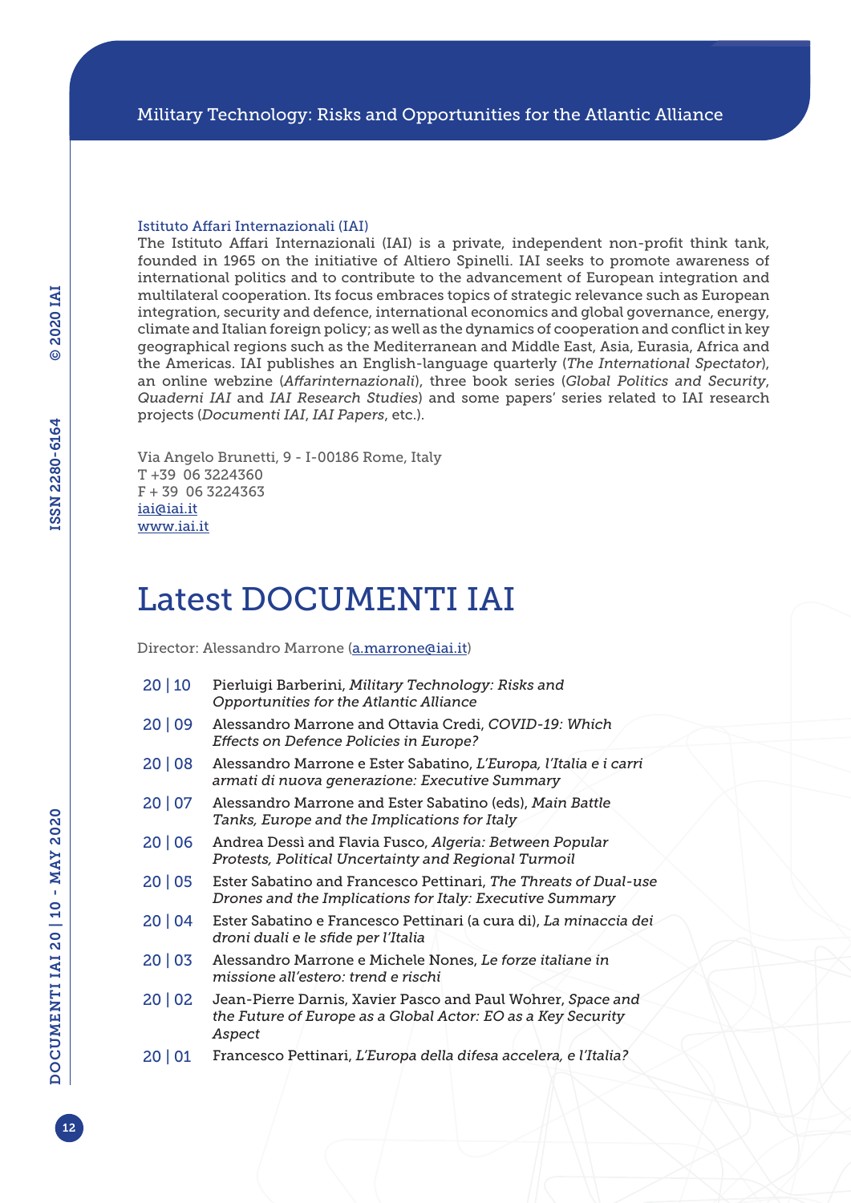Istituto Affari Internazionali (IAI)

The Istituto Affari Internazionali (IAI) is a private, independent non-profit think tank, founded in 1965 on the initiative of Altiero Spinelli. IAI seeks to promote awareness of international politics and to contribute to the advancement of European integration and multilateral cooperation. Its focus embraces topics of strategic relevance such as European integration, security and defence, international economics and global governance, energy, climate and Italian foreign policy; as well as the dynamics of cooperation and conflict in key geographical regions such as the Mediterranean and Middle East, Asia, Eurasia, Africa and the Americas. IAI publishes an English-language quarterly (*The International Spectator*), an online webzine (*Affarinternazionali*), three book series (*Global Politics and Security*, *Quaderni IAI* and *IAI Research Studies*) and some papers' series related to IAI research projects (*Documenti IAI*, *IAI Papers*, etc.).

Via Angelo Brunetti, 9 - I-00186 Rome, Italy
T +39 06 3224360
F + 39 06 3224363
iai@iai.it
www.iai.it

# Latest DOCUMENTI IAI

Director: Alessandro Marrone (a.marrone@iai.it)

| | |
|---|---|
| 20 \| 10 | Pierluigi Barberini, *Military Technology: Risks and Opportunities for the Atlantic Alliance* |
| 20 \| 09 | Alessandro Marrone and Ottavia Credi, *COVID-19: Which Effects on Defence Policies in Europe?* |
| 20 \| 08 | Alessandro Marrone e Ester Sabatino, *L'Europa, l'Italia e i carri armati di nuova generazione: Executive Summary* |
| 20 \| 07 | Alessandro Marrone and Ester Sabatino (eds), *Main Battle Tanks, Europe and the Implications for Italy* |
| 20 \| 06 | Andrea Dessì and Flavia Fusco, *Algeria: Between Popular Protests, Political Uncertainty and Regional Turmoil* |
| 20 \| 05 | Ester Sabatino and Francesco Pettinari, *The Threats of Dual-use Drones and the Implications for Italy: Executive Summary* |
| 20 \| 04 | Ester Sabatino e Francesco Pettinari (a cura di), *La minaccia dei droni duali e le sfide per l'Italia* |
| 20 \| 03 | Alessandro Marrone e Michele Nones, *Le forze italiane in missione all'estero: trend e rischi* |
| 20 \| 02 | Jean-Pierre Darnis, Xavier Pasco and Paul Wohrer, *Space and the Future of Europe as a Global Actor: EO as a Key Security Aspect* |
| 20 \| 01 | Francesco Pettinari, *L'Europa della difesa accelera, e l'Italia?* |